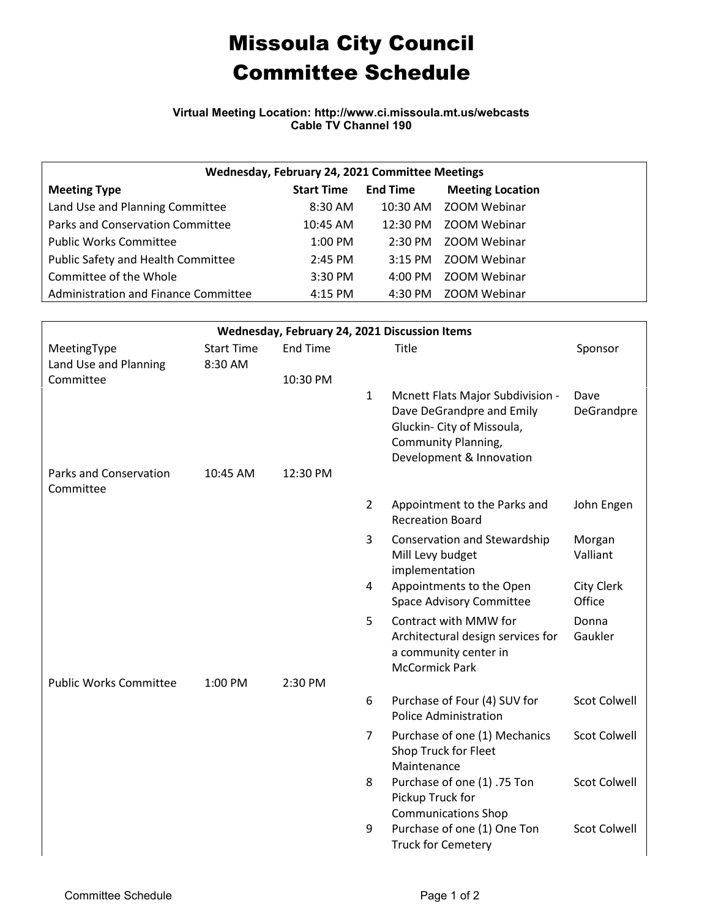# Missoula City Council
# Committee Schedule

**Virtual Meeting Location: http://www.ci.missoula.mt.us/webcasts**
**Cable TV Channel 190**

| Wednesday, February 24, 2021 Committee Meetings | | | |
|---|---|---|---|
| **Meeting Type** | **Start Time** | **End Time** | **Meeting Location** |
| Land Use and Planning Committee | 8:30 AM | 10:30 AM | ZOOM Webinar |
| Parks and Conservation Committee | 10:45 AM | 12:30 PM | ZOOM Webinar |
| Public Works Committee | 1:00 PM | 2:30 PM | ZOOM Webinar |
| Public Safety and Health Committee | 2:45 PM | 3:15 PM | ZOOM Webinar |
| Committee of the Whole | 3:30 PM | 4:00 PM | ZOOM Webinar |
| Administration and Finance Committee | 4:15 PM | 4:30 PM | ZOOM Webinar |

| Wednesday, February 24, 2021 Discussion Items | | | | | |
|---|---|---|---|---|---|
| MeetingType | Start Time | End Time | | Title | Sponsor |
| Land Use and Planning Committee | 8:30 AM | 10:30 PM | | | |
| | | | 1 | Mcnett Flats Major Subdivision - Dave DeGrandpre and Emily Gluckin- City of Missoula, Community Planning, Development & Innovation | Dave DeGrandpre |
| Parks and Conservation Committee | 10:45 AM | 12:30 PM | | | |
| | | | 2 | Appointment to the Parks and Recreation Board | John Engen |
| | | | 3 | Conservation and Stewardship Mill Levy budget implementation | Morgan Valliant |
| | | | 4 | Appointments to the Open Space Advisory Committee | City Clerk Office |
| | | | 5 | Contract with MMW for Architectural design services for a community center in McCormick Park | Donna Gaukler |
| Public Works Committee | 1:00 PM | 2:30 PM | | | |
| | | | 6 | Purchase of Four (4) SUV for Police Administration | Scot Colwell |
| | | | 7 | Purchase of one (1) Mechanics Shop Truck for Fleet Maintenance | Scot Colwell |
| | | | 8 | Purchase of one (1) .75 Ton Pickup Truck for Communications Shop | Scot Colwell |
| | | | 9 | Purchase of one (1) One Ton Truck for Cemetery | Scot Colwell |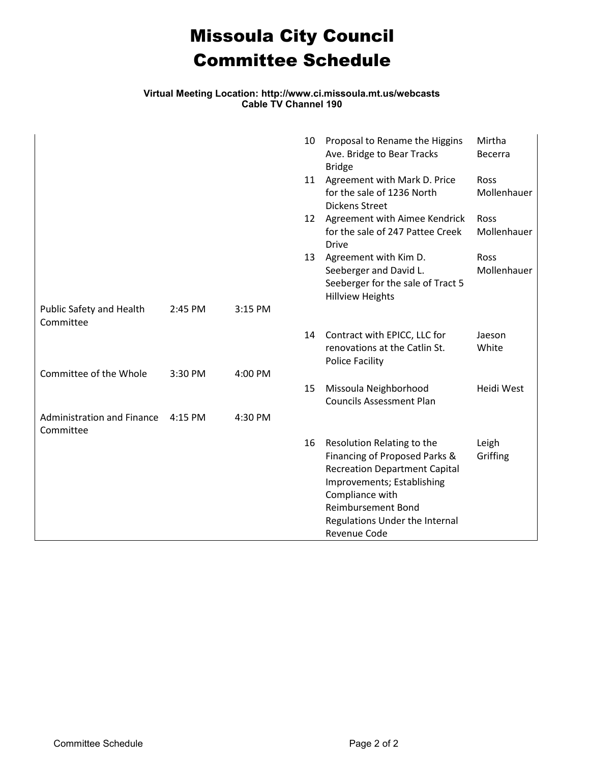# Missoula City Council
# Committee Schedule

**Virtual Meeting Location: http://www.ci.missoula.mt.us/webcasts**
**Cable TV Channel 190**

| | | | | | |
|---|---|---|---|---|---|
| | | | 10 | Proposal to Rename the Higgins Ave. Bridge to Bear Tracks Bridge | Mirtha Becerra |
| | | | 11 | Agreement with Mark D. Price for the sale of 1236 North Dickens Street | Ross Mollenhauer |
| | | | 12 | Agreement with Aimee Kendrick for the sale of 247 Pattee Creek Drive | Ross Mollenhauer |
| | | | 13 | Agreement with Kim D. Seeberger and David L. Seeberger for the sale of Tract 5 Hillview Heights | Ross Mollenhauer |
| Public Safety and Health Committee | 2:45 PM | 3:15 PM | | | |
| | | | 14 | Contract with EPICC, LLC for renovations at the Catlin St. Police Facility | Jaeson White |
| Committee of the Whole | 3:30 PM | 4:00 PM | | | |
| | | | 15 | Missoula Neighborhood Councils Assessment Plan | Heidi West |
| Administration and Finance Committee | 4:15 PM | 4:30 PM | | | |
| | | | 16 | Resolution Relating to the Financing of Proposed Parks & Recreation Department Capital Improvements; Establishing Compliance with Reimbursement Bond Regulations Under the Internal Revenue Code | Leigh Griffing |